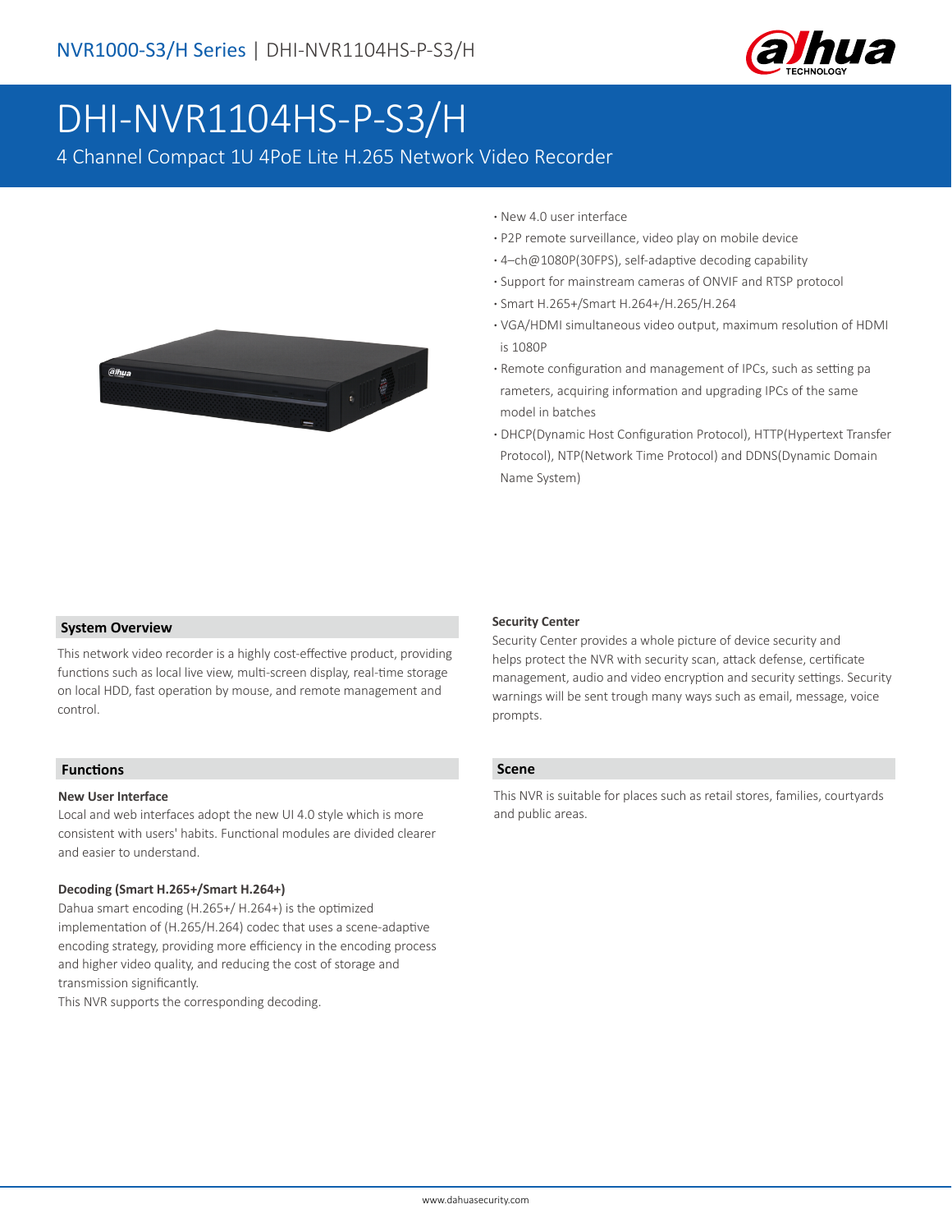# DHI-NVR1104HS-P-S3/H

4 Channel Compact 1U 4PoE Lite H.265 Network Video Recorder

- New 4.0 user interface
- P2P remote surveillance, video play on mobile device
- 4–ch@1080P(30FPS), self-adaptive decoding capability
- Support for mainstream cameras of ONVIF and RTSP protocol
- Smart H.265+/Smart H.264+/H.265/H.264
- VGA/HDMI simultaneous video output, maximum resolution of HDMI is 1080P
- Remote configuration and management of IPCs, such as setting parameters, acquiring information and upgrading IPCs of the same model in batches
- DHCP(Dynamic Host Configuration Protocol), HTTP(Hypertext Transfer Protocol), NTP(Network Time Protocol) and DDNS(Dynamic Domain Name System)

## System Overview

This network video recorder is a highly cost-effective product, providing functions such as local live view, multi-screen display, real-time storage on local HDD, fast operation by mouse, and remote management and control.

## Functions

### New User Interface

Local and web interfaces adopt the new UI 4.0 style which is more consistent with users' habits. Functional modules are divided clearer and easier to understand.

### Decoding (Smart H.265+/Smart H.264+)

Dahua smart encoding (H.265+/ H.264+) is the optimized implementation of (H.265/H.264) codec that uses a scene-adaptive encoding strategy, providing more efficiency in the encoding process and higher video quality, and reducing the cost of storage and transmission significantly.

This NVR supports the corresponding decoding.

### Security Center

Security Center provides a whole picture of device security and helps protect the NVR with security scan, attack defense, certificate management, audio and video encryption and security settings. Security warnings will be sent trough many ways such as email, message, voice prompts.

## Scene

This NVR is suitable for places such as retail stores, families, courtyards and public areas.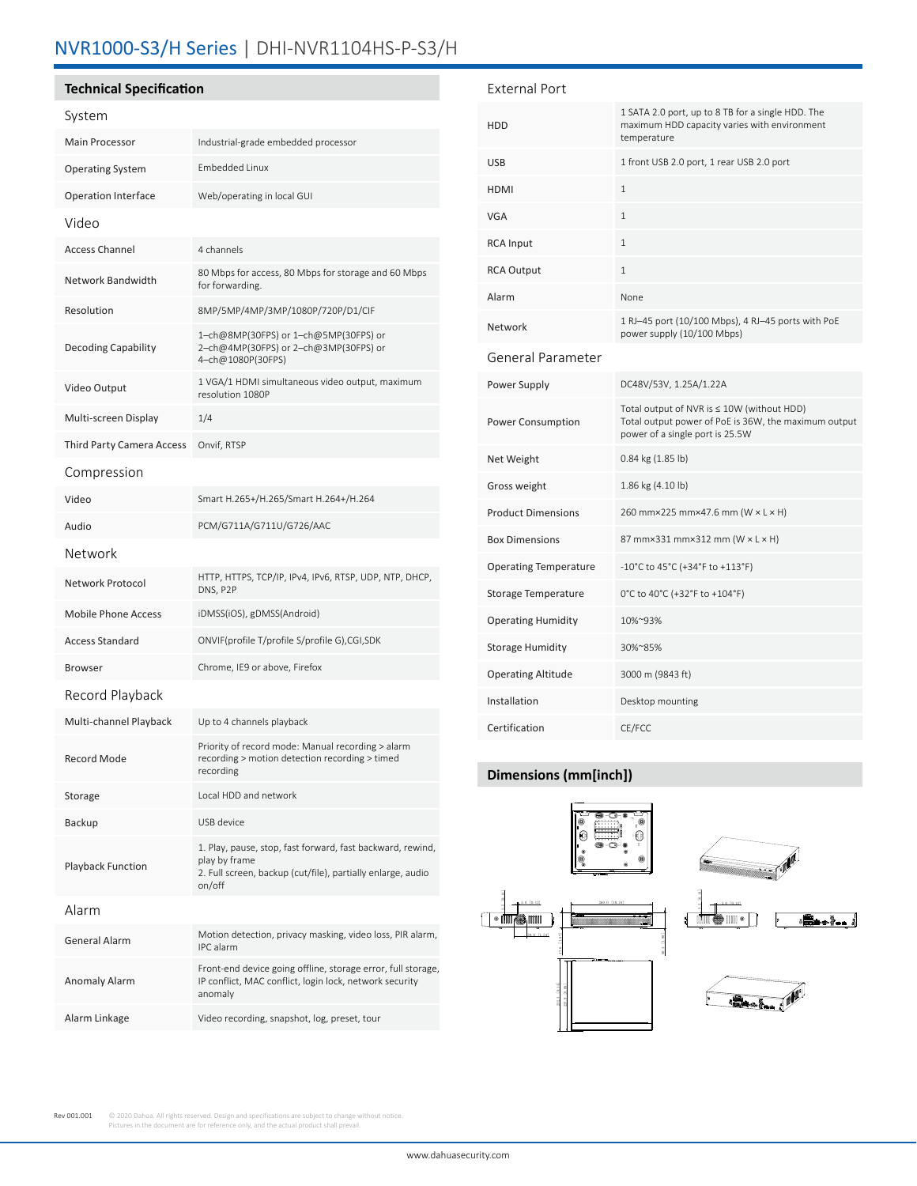# NVR1000-S3/H Series | DHI-NVR1104HS-P-S3/H

## Technical Specification

### System

| | |
|---|---|
| Main Processor | Industrial-grade embedded processor |
| Operating System | Embedded Linux |
| Operation Interface | Web/operating in local GUI |

### Video

| | |
|---|---|
| Access Channel | 4 channels |
| Network Bandwidth | 80 Mbps for access, 80 Mbps for storage and 60 Mbps for forwarding. |
| Resolution | 8MP/5MP/4MP/3MP/1080P/720P/D1/CIF |
| Decoding Capability | 1–ch@8MP(30FPS) or 1–ch@5MP(30FPS) or 2–ch@4MP(30FPS) or 2–ch@3MP(30FPS) or 4–ch@1080P(30FPS) |
| Video Output | 1 VGA/1 HDMI simultaneous video output, maximum resolution 1080P |
| Multi-screen Display | 1/4 |
| Third Party Camera Access | Onvif, RTSP |

### Compression

| | |
|---|---|
| Video | Smart H.265+/H.265/Smart H.264+/H.264 |
| Audio | PCM/G711A/G711U/G726/AAC |

### Network

| | |
|---|---|
| Network Protocol | HTTP, HTTPS, TCP/IP, IPv4, IPv6, RTSP, UDP, NTP, DHCP, DNS, P2P |
| Mobile Phone Access | iDMSS(iOS), gDMSS(Android) |
| Access Standard | ONVIF(profile T/profile S/profile G),CGI,SDK |
| Browser | Chrome, IE9 or above, Firefox |

### Record Playback

| | |
|---|---|
| Multi-channel Playback | Up to 4 channels playback |
| Record Mode | Priority of record mode: Manual recording > alarm recording > motion detection recording > timed recording |
| Storage | Local HDD and network |
| Backup | USB device |
| Playback Function | 1. Play, pause, stop, fast forward, fast backward, rewind, play by frame<br>2. Full screen, backup (cut/file), partially enlarge, audio on/off |

### Alarm

| | |
|---|---|
| General Alarm | Motion detection, privacy masking, video loss, PIR alarm, IPC alarm |
| Anomaly Alarm | Front-end device going offline, storage error, full storage, IP conflict, MAC conflict, login lock, network security anomaly |
| Alarm Linkage | Video recording, snapshot, log, preset, tour |

### External Port

| | |
|---|---|
| HDD | 1 SATA 2.0 port, up to 8 TB for a single HDD. The maximum HDD capacity varies with environment temperature |
| USB | 1 front USB 2.0 port, 1 rear USB 2.0 port |
| HDMI | 1 |
| VGA | 1 |
| RCA Input | 1 |
| RCA Output | 1 |
| Alarm | None |
| Network | 1 RJ–45 port (10/100 Mbps), 4 RJ–45 ports with PoE power supply (10/100 Mbps) |

### General Parameter

| | |
|---|---|
| Power Supply | DC48V/53V, 1.25A/1.22A |
| Power Consumption | Total output of NVR is ≤ 10W (without HDD)<br>Total output power of PoE is 36W, the maximum output power of a single port is 25.5W |
| Net Weight | 0.84 kg (1.85 lb) |
| Gross weight | 1.86 kg (4.10 lb) |
| Product Dimensions | 260 mm×225 mm×47.6 mm (W × L × H) |
| Box Dimensions | 87 mm×331 mm×312 mm (W × L × H) |
| Operating Temperature | -10°C to 45°C (+34°F to +113°F) |
| Storage Temperature | 0°C to 40°C (+32°F to +104°F) |
| Operating Humidity | 10%~93% |
| Storage Humidity | 30%~85% |
| Operating Altitude | 3000 m (9843 ft) |
| Installation | Desktop mounting |
| Certification | CE/FCC |

## Dimensions (mm[inch])

Rev 001.001 © 2020 Dahua. All rights reserved. Design and specifications are subject to change without notice. Pictures in the document are for reference only, and the actual product shall prevail.

www.dahuasecurity.com